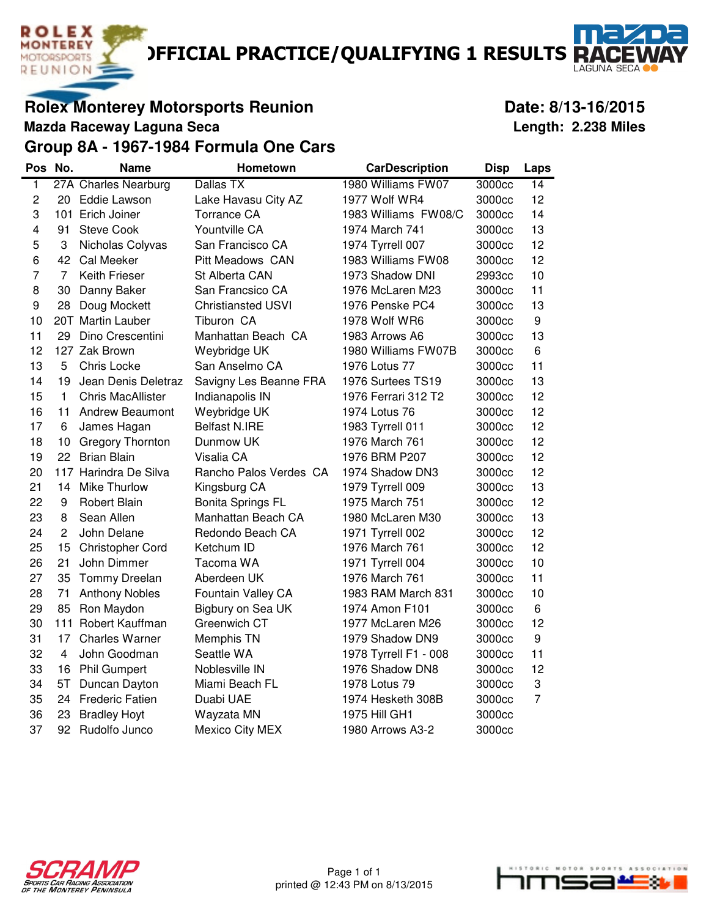# OFFICIAL PRACTICE/QUALIFYING 1 RESULTS

## Rolex Monterey Motorsports Reunion

**Date: 8/13-16/2015**

**Mazda Raceway Laguna Seca**

**Length: 2.238 Miles**

## Group 8A - 1967-1984 Formula One Cars

| Pos | No. | Name | Hometown | CarDescription | Disp | Laps |
|---|---|---|---|---|---|---|
| 1 | 27A | Charles Nearburg | Dallas TX | 1980 Williams FW07 | 3000cc | 14 |
| 2 | 20 | Eddie Lawson | Lake Havasu City AZ | 1977 Wolf WR4 | 3000cc | 12 |
| 3 | 101 | Erich Joiner | Torrance CA | 1983 Williams FW08/C | 3000cc | 14 |
| 4 | 91 | Steve Cook | Yountville CA | 1974 March 741 | 3000cc | 13 |
| 5 | 3 | Nicholas Colyvas | San Francisco CA | 1974 Tyrrell 007 | 3000cc | 12 |
| 6 | 42 | Cal Meeker | Pitt Meadows CAN | 1983 Williams FW08 | 3000cc | 12 |
| 7 | 7 | Keith Frieser | St Alberta CAN | 1973 Shadow DNI | 2993cc | 10 |
| 8 | 30 | Danny Baker | San Francsico CA | 1976 McLaren M23 | 3000cc | 11 |
| 9 | 28 | Doug Mockett | Christiansted USVI | 1976 Penske PC4 | 3000cc | 13 |
| 10 | 20T | Martin Lauber | Tiburon CA | 1978 Wolf WR6 | 3000cc | 9 |
| 11 | 29 | Dino Crescentini | Manhattan Beach CA | 1983 Arrows A6 | 3000cc | 13 |
| 12 | 127 | Zak Brown | Weybridge UK | 1980 Williams FW07B | 3000cc | 6 |
| 13 | 5 | Chris Locke | San Anselmo CA | 1976 Lotus 77 | 3000cc | 11 |
| 14 | 19 | Jean Denis Deletraz | Savigny Les Beanne FRA | 1976 Surtees TS19 | 3000cc | 13 |
| 15 | 1 | Chris MacAllister | Indianapolis IN | 1976 Ferrari 312 T2 | 3000cc | 12 |
| 16 | 11 | Andrew Beaumont | Weybridge UK | 1974 Lotus 76 | 3000cc | 12 |
| 17 | 6 | James Hagan | Belfast N.IRE | 1983 Tyrrell 011 | 3000cc | 12 |
| 18 | 10 | Gregory Thornton | Dunmow UK | 1976 March 761 | 3000cc | 12 |
| 19 | 22 | Brian Blain | Visalia CA | 1976 BRM P207 | 3000cc | 12 |
| 20 | 117 | Harindra De Silva | Rancho Palos Verdes CA | 1974 Shadow DN3 | 3000cc | 12 |
| 21 | 14 | Mike Thurlow | Kingsburg CA | 1979 Tyrrell 009 | 3000cc | 13 |
| 22 | 9 | Robert Blain | Bonita Springs FL | 1975 March 751 | 3000cc | 12 |
| 23 | 8 | Sean Allen | Manhattan Beach CA | 1980 McLaren M30 | 3000cc | 13 |
| 24 | 2 | John Delane | Redondo Beach CA | 1971 Tyrrell 002 | 3000cc | 12 |
| 25 | 15 | Christopher Cord | Ketchum ID | 1976 March 761 | 3000cc | 12 |
| 26 | 21 | John Dimmer | Tacoma WA | 1971 Tyrrell 004 | 3000cc | 10 |
| 27 | 35 | Tommy Dreelan | Aberdeen UK | 1976 March 761 | 3000cc | 11 |
| 28 | 71 | Anthony Nobles | Fountain Valley CA | 1983 RAM March 831 | 3000cc | 10 |
| 29 | 85 | Ron Maydon | Bigbury on Sea UK | 1974 Amon F101 | 3000cc | 6 |
| 30 | 111 | Robert Kauffman | Greenwich CT | 1977 McLaren M26 | 3000cc | 12 |
| 31 | 17 | Charles Warner | Memphis TN | 1979 Shadow DN9 | 3000cc | 9 |
| 32 | 4 | John Goodman | Seattle WA | 1978 Tyrrell F1 - 008 | 3000cc | 11 |
| 33 | 16 | Phil Gumpert | Noblesville IN | 1976 Shadow DN8 | 3000cc | 12 |
| 34 | 5T | Duncan Dayton | Miami Beach FL | 1978 Lotus 79 | 3000cc | 3 |
| 35 | 24 | Frederic Fatien | Duabi UAE | 1974 Hesketh 308B | 3000cc | 7 |
| 36 | 23 | Bradley Hoyt | Wayzata MN | 1975 Hill GH1 | 3000cc | |
| 37 | 92 | Rudolfo Junco | Mexico City MEX | 1980 Arrows A3-2 | 3000cc | |

printed @ 12:43 PM on 8/13/2015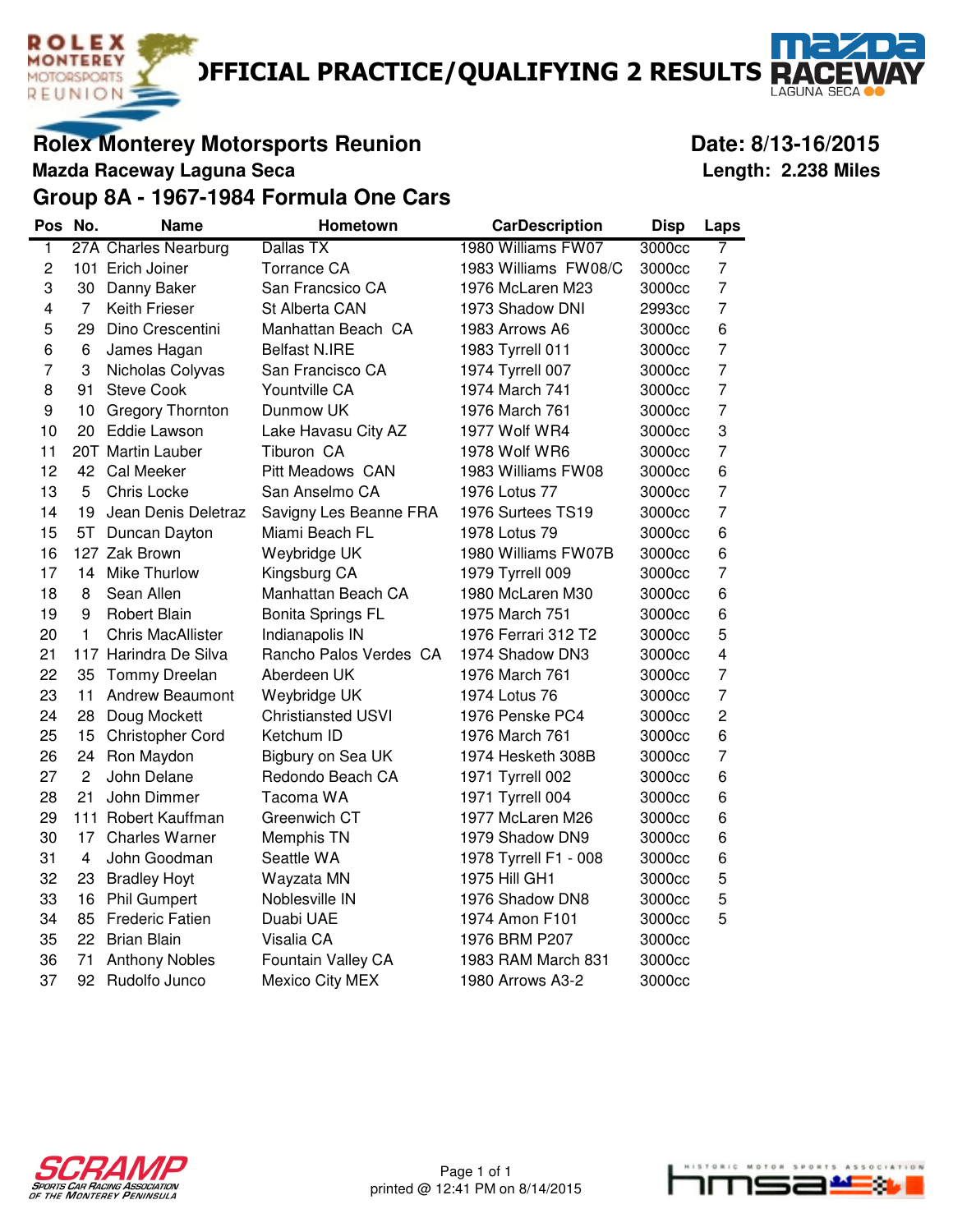# OFFICIAL PRACTICE/QUALIFYING 2 RESULTS

## Rolex Monterey Motorsports Reunion

**Date: 8/13-16/2015**

**Mazda Raceway Laguna Seca**

**Length: 2.238 Miles**

## Group 8A - 1967-1984 Formula One Cars

| Pos | No. | Name | Hometown | CarDescription | Disp | Laps |
|---|---|---|---|---|---|---|
| 1 | 27A | Charles Nearburg | Dallas TX | 1980 Williams FW07 | 3000cc | 7 |
| 2 | 101 | Erich Joiner | Torrance CA | 1983 Williams FW08/C | 3000cc | 7 |
| 3 | 30 | Danny Baker | San Francsico CA | 1976 McLaren M23 | 3000cc | 7 |
| 4 | 7 | Keith Frieser | St Alberta CAN | 1973 Shadow DNI | 2993cc | 7 |
| 5 | 29 | Dino Crescentini | Manhattan Beach CA | 1983 Arrows A6 | 3000cc | 6 |
| 6 | 6 | James Hagan | Belfast N.IRE | 1983 Tyrrell 011 | 3000cc | 7 |
| 7 | 3 | Nicholas Colyvas | San Francisco CA | 1974 Tyrrell 007 | 3000cc | 7 |
| 8 | 91 | Steve Cook | Yountville CA | 1974 March 741 | 3000cc | 7 |
| 9 | 10 | Gregory Thornton | Dunmow UK | 1976 March 761 | 3000cc | 7 |
| 10 | 20 | Eddie Lawson | Lake Havasu City AZ | 1977 Wolf WR4 | 3000cc | 3 |
| 11 | 20T | Martin Lauber | Tiburon CA | 1978 Wolf WR6 | 3000cc | 7 |
| 12 | 42 | Cal Meeker | Pitt Meadows CAN | 1983 Williams FW08 | 3000cc | 6 |
| 13 | 5 | Chris Locke | San Anselmo CA | 1976 Lotus 77 | 3000cc | 7 |
| 14 | 19 | Jean Denis Deletraz | Savigny Les Beanne FRA | 1976 Surtees TS19 | 3000cc | 7 |
| 15 | 5T | Duncan Dayton | Miami Beach FL | 1978 Lotus 79 | 3000cc | 6 |
| 16 | 127 | Zak Brown | Weybridge UK | 1980 Williams FW07B | 3000cc | 6 |
| 17 | 14 | Mike Thurlow | Kingsburg CA | 1979 Tyrrell 009 | 3000cc | 7 |
| 18 | 8 | Sean Allen | Manhattan Beach CA | 1980 McLaren M30 | 3000cc | 6 |
| 19 | 9 | Robert Blain | Bonita Springs FL | 1975 March 751 | 3000cc | 6 |
| 20 | 1 | Chris MacAllister | Indianapolis IN | 1976 Ferrari 312 T2 | 3000cc | 5 |
| 21 | 117 | Harindra De Silva | Rancho Palos Verdes CA | 1974 Shadow DN3 | 3000cc | 4 |
| 22 | 35 | Tommy Dreelan | Aberdeen UK | 1976 March 761 | 3000cc | 7 |
| 23 | 11 | Andrew Beaumont | Weybridge UK | 1974 Lotus 76 | 3000cc | 7 |
| 24 | 28 | Doug Mockett | Christiansted USVI | 1976 Penske PC4 | 3000cc | 2 |
| 25 | 15 | Christopher Cord | Ketchum ID | 1976 March 761 | 3000cc | 6 |
| 26 | 24 | Ron Maydon | Bigbury on Sea UK | 1974 Hesketh 308B | 3000cc | 7 |
| 27 | 2 | John Delane | Redondo Beach CA | 1971 Tyrrell 002 | 3000cc | 6 |
| 28 | 21 | John Dimmer | Tacoma WA | 1971 Tyrrell 004 | 3000cc | 6 |
| 29 | 111 | Robert Kauffman | Greenwich CT | 1977 McLaren M26 | 3000cc | 6 |
| 30 | 17 | Charles Warner | Memphis TN | 1979 Shadow DN9 | 3000cc | 6 |
| 31 | 4 | John Goodman | Seattle WA | 1978 Tyrrell F1 - 008 | 3000cc | 6 |
| 32 | 23 | Bradley Hoyt | Wayzata MN | 1975 Hill GH1 | 3000cc | 5 |
| 33 | 16 | Phil Gumpert | Noblesville IN | 1976 Shadow DN8 | 3000cc | 5 |
| 34 | 85 | Frederic Fatien | Duabi UAE | 1974 Amon F101 | 3000cc | 5 |
| 35 | 22 | Brian Blain | Visalia CA | 1976 BRM P207 | 3000cc | |
| 36 | 71 | Anthony Nobles | Fountain Valley CA | 1983 RAM March 831 | 3000cc | |
| 37 | 92 | Rudolfo Junco | Mexico City MEX | 1980 Arrows A3-2 | 3000cc | |

printed @ 12:41 PM on 8/14/2015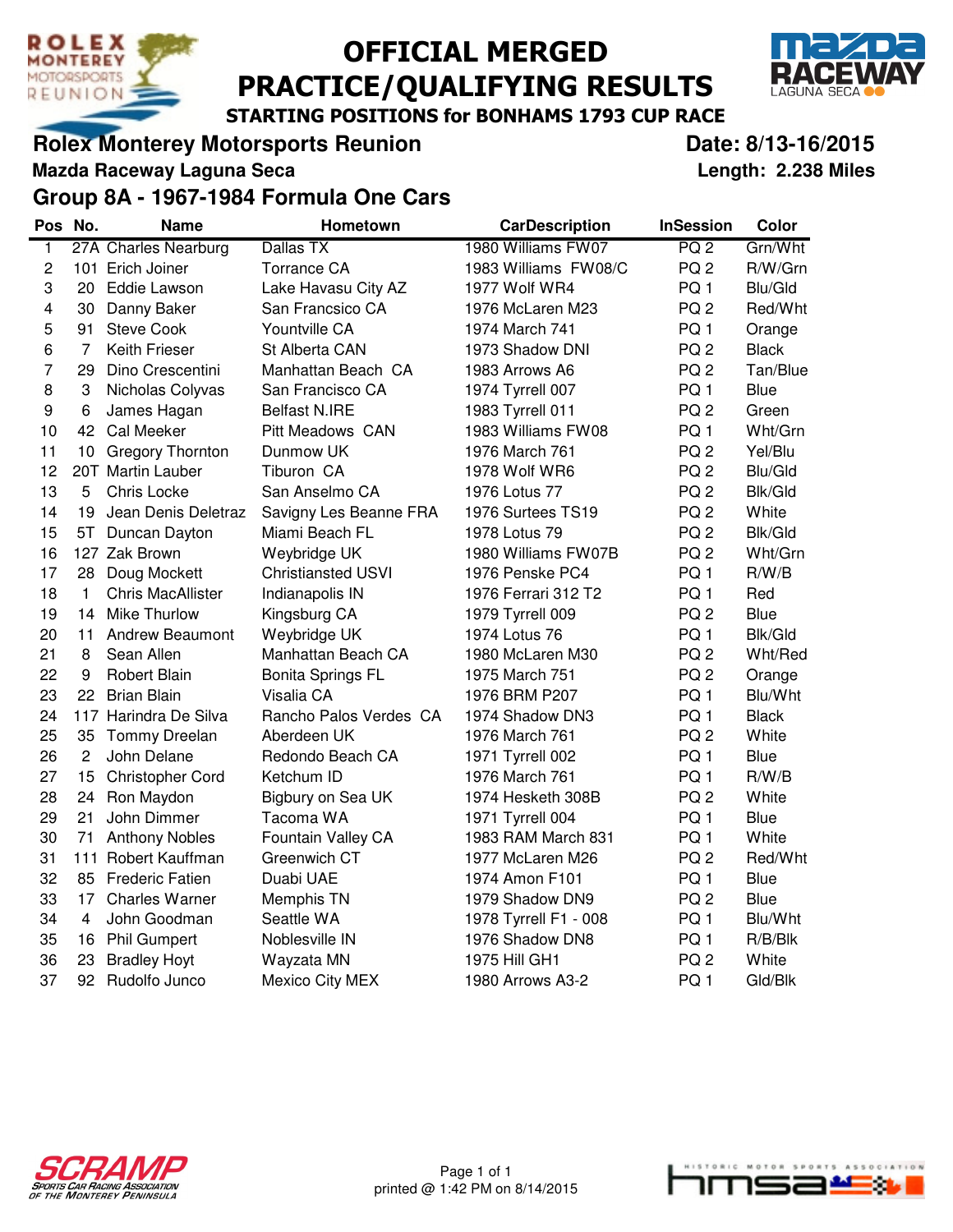# OFFICIAL MERGED PRACTICE/QUALIFYING RESULTS

**STARTING POSITIONS for BONHAMS 1793 CUP RACE**

**Rolex Monterey Motorsports Reunion** — **Date: 8/13-16/2015**

**Mazda Raceway Laguna Seca** — **Length: 2.238 Miles**

## Group 8A - 1967-1984 Formula One Cars

| Pos | No. | Name | Hometown | CarDescription | InSession | Color |
|---|---|---|---|---|---|---|
| 1 | 27A | Charles Nearburg | Dallas TX | 1980 Williams FW07 | PQ 2 | Grn/Wht |
| 2 | 101 | Erich Joiner | Torrance CA | 1983 Williams FW08/C | PQ 2 | R/W/Grn |
| 3 | 20 | Eddie Lawson | Lake Havasu City AZ | 1977 Wolf WR4 | PQ 1 | Blu/Gld |
| 4 | 30 | Danny Baker | San Francsico CA | 1976 McLaren M23 | PQ 2 | Red/Wht |
| 5 | 91 | Steve Cook | Yountville CA | 1974 March 741 | PQ 1 | Orange |
| 6 | 7 | Keith Frieser | St Alberta CAN | 1973 Shadow DNI | PQ 2 | Black |
| 7 | 29 | Dino Crescentini | Manhattan Beach CA | 1983 Arrows A6 | PQ 2 | Tan/Blue |
| 8 | 3 | Nicholas Colyvas | San Francisco CA | 1974 Tyrrell 007 | PQ 1 | Blue |
| 9 | 6 | James Hagan | Belfast N.IRE | 1983 Tyrrell 011 | PQ 2 | Green |
| 10 | 42 | Cal Meeker | Pitt Meadows CAN | 1983 Williams FW08 | PQ 1 | Wht/Grn |
| 11 | 10 | Gregory Thornton | Dunmow UK | 1976 March 761 | PQ 2 | Yel/Blu |
| 12 | 20T | Martin Lauber | Tiburon CA | 1978 Wolf WR6 | PQ 2 | Blu/Gld |
| 13 | 5 | Chris Locke | San Anselmo CA | 1976 Lotus 77 | PQ 2 | Blk/Gld |
| 14 | 19 | Jean Denis Deletraz | Savigny Les Beanne FRA | 1976 Surtees TS19 | PQ 2 | White |
| 15 | 5T | Duncan Dayton | Miami Beach FL | 1978 Lotus 79 | PQ 2 | Blk/Gld |
| 16 | 127 | Zak Brown | Weybridge UK | 1980 Williams FW07B | PQ 2 | Wht/Grn |
| 17 | 28 | Doug Mockett | Christiansted USVI | 1976 Penske PC4 | PQ 1 | R/W/B |
| 18 | 1 | Chris MacAllister | Indianapolis IN | 1976 Ferrari 312 T2 | PQ 1 | Red |
| 19 | 14 | Mike Thurlow | Kingsburg CA | 1979 Tyrrell 009 | PQ 2 | Blue |
| 20 | 11 | Andrew Beaumont | Weybridge UK | 1974 Lotus 76 | PQ 1 | Blk/Gld |
| 21 | 8 | Sean Allen | Manhattan Beach CA | 1980 McLaren M30 | PQ 2 | Wht/Red |
| 22 | 9 | Robert Blain | Bonita Springs FL | 1975 March 751 | PQ 2 | Orange |
| 23 | 22 | Brian Blain | Visalia CA | 1976 BRM P207 | PQ 1 | Blu/Wht |
| 24 | 117 | Harindra De Silva | Rancho Palos Verdes CA | 1974 Shadow DN3 | PQ 1 | Black |
| 25 | 35 | Tommy Dreelan | Aberdeen UK | 1976 March 761 | PQ 2 | White |
| 26 | 2 | John Delane | Redondo Beach CA | 1971 Tyrrell 002 | PQ 1 | Blue |
| 27 | 15 | Christopher Cord | Ketchum ID | 1976 March 761 | PQ 1 | R/W/B |
| 28 | 24 | Ron Maydon | Bigbury on Sea UK | 1974 Hesketh 308B | PQ 2 | White |
| 29 | 21 | John Dimmer | Tacoma WA | 1971 Tyrrell 004 | PQ 1 | Blue |
| 30 | 71 | Anthony Nobles | Fountain Valley CA | 1983 RAM March 831 | PQ 1 | White |
| 31 | 111 | Robert Kauffman | Greenwich CT | 1977 McLaren M26 | PQ 2 | Red/Wht |
| 32 | 85 | Frederic Fatien | Duabi UAE | 1974 Amon F101 | PQ 1 | Blue |
| 33 | 17 | Charles Warner | Memphis TN | 1979 Shadow DN9 | PQ 2 | Blue |
| 34 | 4 | John Goodman | Seattle WA | 1978 Tyrrell F1 - 008 | PQ 1 | Blu/Wht |
| 35 | 16 | Phil Gumpert | Noblesville IN | 1976 Shadow DN8 | PQ 1 | R/B/Blk |
| 36 | 23 | Bradley Hoyt | Wayzata MN | 1975 Hill GH1 | PQ 2 | White |
| 37 | 92 | Rudolfo Junco | Mexico City MEX | 1980 Arrows A3-2 | PQ 1 | Gld/Blk |

printed @ 1:42 PM on 8/14/2015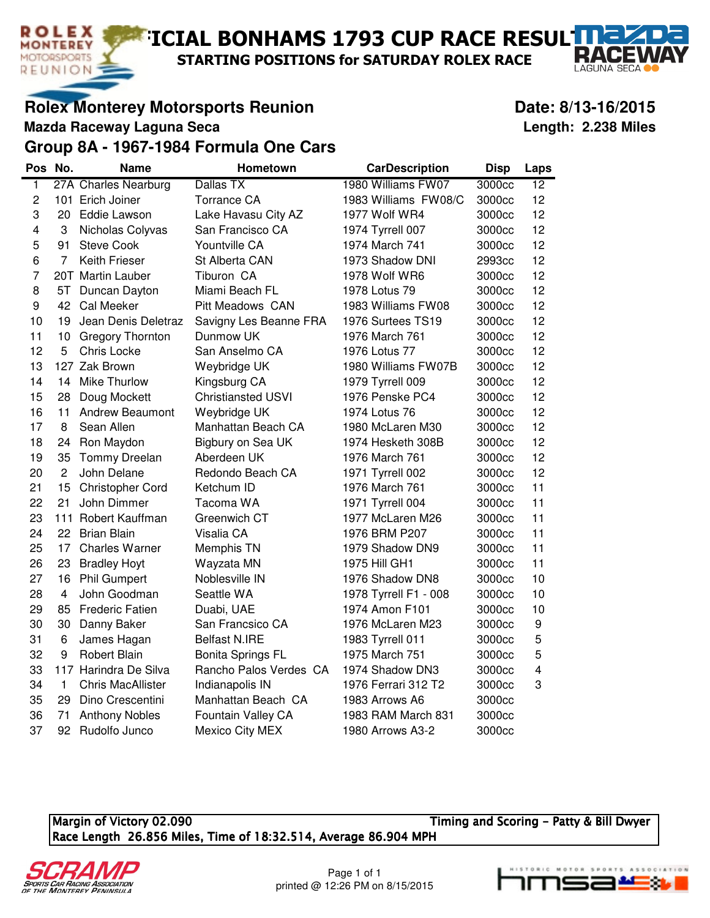# OFFICIAL BONHAMS 1793 CUP RACE RESULTS

**STARTING POSITIONS for SATURDAY ROLEX RACE**

## Rolex Monterey Motorsports Reunion

**Date: 8/13-16/2015**

**Mazda Raceway Laguna Seca**

**Length: 2.238 Miles**

### Group 8A - 1967-1984 Formula One Cars

| Pos | No. | Name | Hometown | CarDescription | Disp | Laps |
|---|---|---|---|---|---|---|
| 1 | 27A | Charles Nearburg | Dallas TX | 1980 Williams FW07 | 3000cc | 12 |
| 2 | 101 | Erich Joiner | Torrance CA | 1983 Williams FW08/C | 3000cc | 12 |
| 3 | 20 | Eddie Lawson | Lake Havasu City AZ | 1977 Wolf WR4 | 3000cc | 12 |
| 4 | 3 | Nicholas Colyvas | San Francisco CA | 1974 Tyrrell 007 | 3000cc | 12 |
| 5 | 91 | Steve Cook | Yountville CA | 1974 March 741 | 3000cc | 12 |
| 6 | 7 | Keith Frieser | St Alberta CAN | 1973 Shadow DNI | 2993cc | 12 |
| 7 | 20T | Martin Lauber | Tiburon CA | 1978 Wolf WR6 | 3000cc | 12 |
| 8 | 5T | Duncan Dayton | Miami Beach FL | 1978 Lotus 79 | 3000cc | 12 |
| 9 | 42 | Cal Meeker | Pitt Meadows CAN | 1983 Williams FW08 | 3000cc | 12 |
| 10 | 19 | Jean Denis Deletraz | Savigny Les Beanne FRA | 1976 Surtees TS19 | 3000cc | 12 |
| 11 | 10 | Gregory Thornton | Dunmow UK | 1976 March 761 | 3000cc | 12 |
| 12 | 5 | Chris Locke | San Anselmo CA | 1976 Lotus 77 | 3000cc | 12 |
| 13 | 127 | Zak Brown | Weybridge UK | 1980 Williams FW07B | 3000cc | 12 |
| 14 | 14 | Mike Thurlow | Kingsburg CA | 1979 Tyrrell 009 | 3000cc | 12 |
| 15 | 28 | Doug Mockett | Christiansted USVI | 1976 Penske PC4 | 3000cc | 12 |
| 16 | 11 | Andrew Beaumont | Weybridge UK | 1974 Lotus 76 | 3000cc | 12 |
| 17 | 8 | Sean Allen | Manhattan Beach CA | 1980 McLaren M30 | 3000cc | 12 |
| 18 | 24 | Ron Maydon | Bigbury on Sea UK | 1974 Hesketh 308B | 3000cc | 12 |
| 19 | 35 | Tommy Dreelan | Aberdeen UK | 1976 March 761 | 3000cc | 12 |
| 20 | 2 | John Delane | Redondo Beach CA | 1971 Tyrrell 002 | 3000cc | 12 |
| 21 | 15 | Christopher Cord | Ketchum ID | 1976 March 761 | 3000cc | 11 |
| 22 | 21 | John Dimmer | Tacoma WA | 1971 Tyrrell 004 | 3000cc | 11 |
| 23 | 111 | Robert Kauffman | Greenwich CT | 1977 McLaren M26 | 3000cc | 11 |
| 24 | 22 | Brian Blain | Visalia CA | 1976 BRM P207 | 3000cc | 11 |
| 25 | 17 | Charles Warner | Memphis TN | 1979 Shadow DN9 | 3000cc | 11 |
| 26 | 23 | Bradley Hoyt | Wayzata MN | 1975 Hill GH1 | 3000cc | 11 |
| 27 | 16 | Phil Gumpert | Noblesville IN | 1976 Shadow DN8 | 3000cc | 10 |
| 28 | 4 | John Goodman | Seattle WA | 1978 Tyrrell F1 - 008 | 3000cc | 10 |
| 29 | 85 | Frederic Fatien | Duabi, UAE | 1974 Amon F101 | 3000cc | 10 |
| 30 | 30 | Danny Baker | San Francsico CA | 1976 McLaren M23 | 3000cc | 9 |
| 31 | 6 | James Hagan | Belfast N.IRE | 1983 Tyrrell 011 | 3000cc | 5 |
| 32 | 9 | Robert Blain | Bonita Springs FL | 1975 March 751 | 3000cc | 5 |
| 33 | 117 | Harindra De Silva | Rancho Palos Verdes CA | 1974 Shadow DN3 | 3000cc | 4 |
| 34 | 1 | Chris MacAllister | Indianapolis IN | 1976 Ferrari 312 T2 | 3000cc | 3 |
| 35 | 29 | Dino Crescentini | Manhattan Beach CA | 1983 Arrows A6 | 3000cc | |
| 36 | 71 | Anthony Nobles | Fountain Valley CA | 1983 RAM March 831 | 3000cc | |
| 37 | 92 | Rudolfo Junco | Mexico City MEX | 1980 Arrows A3-2 | 3000cc | |

Margin of Victory 02.090 — Timing and Scoring – Patty & Bill Dwyer

Race Length 26.856 Miles, Time of 18:32.514, Average 86.904 MPH

printed @ 12:26 PM on 8/15/2015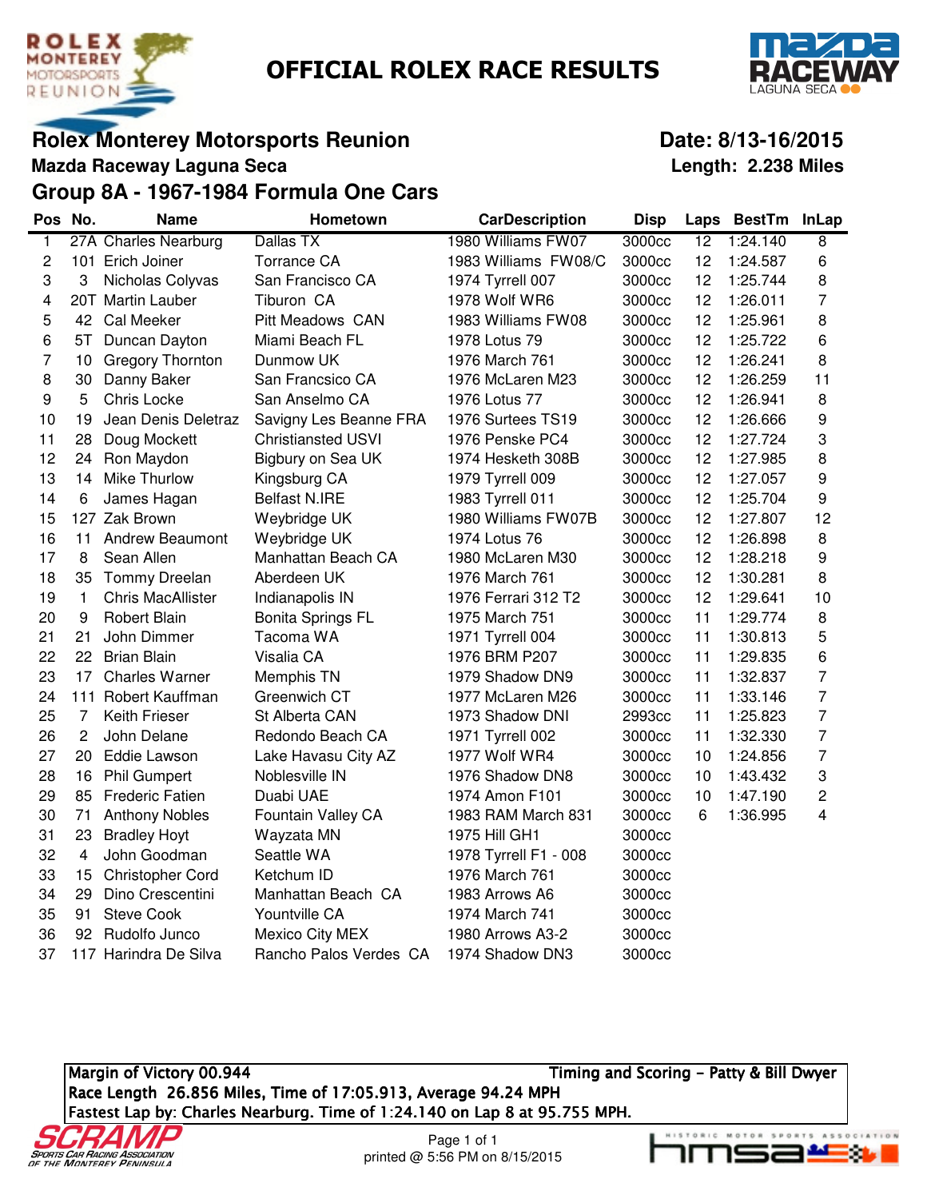# OFFICIAL ROLEX RACE RESULTS

## Rolex Monterey Motorsports Reunion

**Date: 8/13-16/2015**

**Mazda Raceway Laguna Seca**

**Length: 2.238 Miles**

## Group 8A - 1967-1984 Formula One Cars

| Pos | No. | Name | Hometown | CarDescription | Disp | Laps | BestTm | InLap |
|---|---|---|---|---|---|---|---|---|
| 1 | 27A | Charles Nearburg | Dallas TX | 1980 Williams FW07 | 3000cc | 12 | 1:24.140 | 8 |
| 2 | 101 | Erich Joiner | Torrance CA | 1983 Williams FW08/C | 3000cc | 12 | 1:24.587 | 6 |
| 3 | 3 | Nicholas Colyvas | San Francisco CA | 1974 Tyrrell 007 | 3000cc | 12 | 1:25.744 | 8 |
| 4 | 20T | Martin Lauber | Tiburon CA | 1978 Wolf WR6 | 3000cc | 12 | 1:26.011 | 7 |
| 5 | 42 | Cal Meeker | Pitt Meadows CAN | 1983 Williams FW08 | 3000cc | 12 | 1:25.961 | 8 |
| 6 | 5T | Duncan Dayton | Miami Beach FL | 1978 Lotus 79 | 3000cc | 12 | 1:25.722 | 6 |
| 7 | 10 | Gregory Thornton | Dunmow UK | 1976 March 761 | 3000cc | 12 | 1:26.241 | 8 |
| 8 | 30 | Danny Baker | San Francsico CA | 1976 McLaren M23 | 3000cc | 12 | 1:26.259 | 11 |
| 9 | 5 | Chris Locke | San Anselmo CA | 1976 Lotus 77 | 3000cc | 12 | 1:26.941 | 8 |
| 10 | 19 | Jean Denis Deletraz | Savigny Les Beanne FRA | 1976 Surtees TS19 | 3000cc | 12 | 1:26.666 | 9 |
| 11 | 28 | Doug Mockett | Christiansted USVI | 1976 Penske PC4 | 3000cc | 12 | 1:27.724 | 3 |
| 12 | 24 | Ron Maydon | Bigbury on Sea UK | 1974 Hesketh 308B | 3000cc | 12 | 1:27.985 | 8 |
| 13 | 14 | Mike Thurlow | Kingsburg CA | 1979 Tyrrell 009 | 3000cc | 12 | 1:27.057 | 9 |
| 14 | 6 | James Hagan | Belfast N.IRE | 1983 Tyrrell 011 | 3000cc | 12 | 1:25.704 | 9 |
| 15 | 127 | Zak Brown | Weybridge UK | 1980 Williams FW07B | 3000cc | 12 | 1:27.807 | 12 |
| 16 | 11 | Andrew Beaumont | Weybridge UK | 1974 Lotus 76 | 3000cc | 12 | 1:26.898 | 8 |
| 17 | 8 | Sean Allen | Manhattan Beach CA | 1980 McLaren M30 | 3000cc | 12 | 1:28.218 | 9 |
| 18 | 35 | Tommy Dreelan | Aberdeen UK | 1976 March 761 | 3000cc | 12 | 1:30.281 | 8 |
| 19 | 1 | Chris MacAllister | Indianapolis IN | 1976 Ferrari 312 T2 | 3000cc | 12 | 1:29.641 | 10 |
| 20 | 9 | Robert Blain | Bonita Springs FL | 1975 March 751 | 3000cc | 11 | 1:29.774 | 8 |
| 21 | 21 | John Dimmer | Tacoma WA | 1971 Tyrrell 004 | 3000cc | 11 | 1:30.813 | 5 |
| 22 | 22 | Brian Blain | Visalia CA | 1976 BRM P207 | 3000cc | 11 | 1:29.835 | 6 |
| 23 | 17 | Charles Warner | Memphis TN | 1979 Shadow DN9 | 3000cc | 11 | 1:32.837 | 7 |
| 24 | 111 | Robert Kauffman | Greenwich CT | 1977 McLaren M26 | 3000cc | 11 | 1:33.146 | 7 |
| 25 | 7 | Keith Frieser | St Alberta CAN | 1973 Shadow DNI | 2993cc | 11 | 1:25.823 | 7 |
| 26 | 2 | John Delane | Redondo Beach CA | 1971 Tyrrell 002 | 3000cc | 11 | 1:32.330 | 7 |
| 27 | 20 | Eddie Lawson | Lake Havasu City AZ | 1977 Wolf WR4 | 3000cc | 10 | 1:24.856 | 7 |
| 28 | 16 | Phil Gumpert | Noblesville IN | 1976 Shadow DN8 | 3000cc | 10 | 1:43.432 | 3 |
| 29 | 85 | Frederic Fatien | Duabi UAE | 1974 Amon F101 | 3000cc | 10 | 1:47.190 | 2 |
| 30 | 71 | Anthony Nobles | Fountain Valley CA | 1983 RAM March 831 | 3000cc | 6 | 1:36.995 | 4 |
| 31 | 23 | Bradley Hoyt | Wayzata MN | 1975 Hill GH1 | 3000cc | | | |
| 32 | 4 | John Goodman | Seattle WA | 1978 Tyrrell F1 - 008 | 3000cc | | | |
| 33 | 15 | Christopher Cord | Ketchum ID | 1976 March 761 | 3000cc | | | |
| 34 | 29 | Dino Crescentini | Manhattan Beach CA | 1983 Arrows A6 | 3000cc | | | |
| 35 | 91 | Steve Cook | Yountville CA | 1974 March 741 | 3000cc | | | |
| 36 | 92 | Rudolfo Junco | Mexico City MEX | 1980 Arrows A3-2 | 3000cc | | | |
| 37 | 117 | Harindra De Silva | Rancho Palos Verdes CA | 1974 Shadow DN3 | 3000cc | | | |

Margin of Victory 00.944 — Timing and Scoring - Patty & Bill Dwyer

Race Length 26.856 Miles, Time of 17:05.913, Average 94.24 MPH

Fastest Lap by: Charles Nearburg. Time of 1:24.140 on Lap 8 at 95.755 MPH.

printed @ 5:56 PM on 8/15/2015